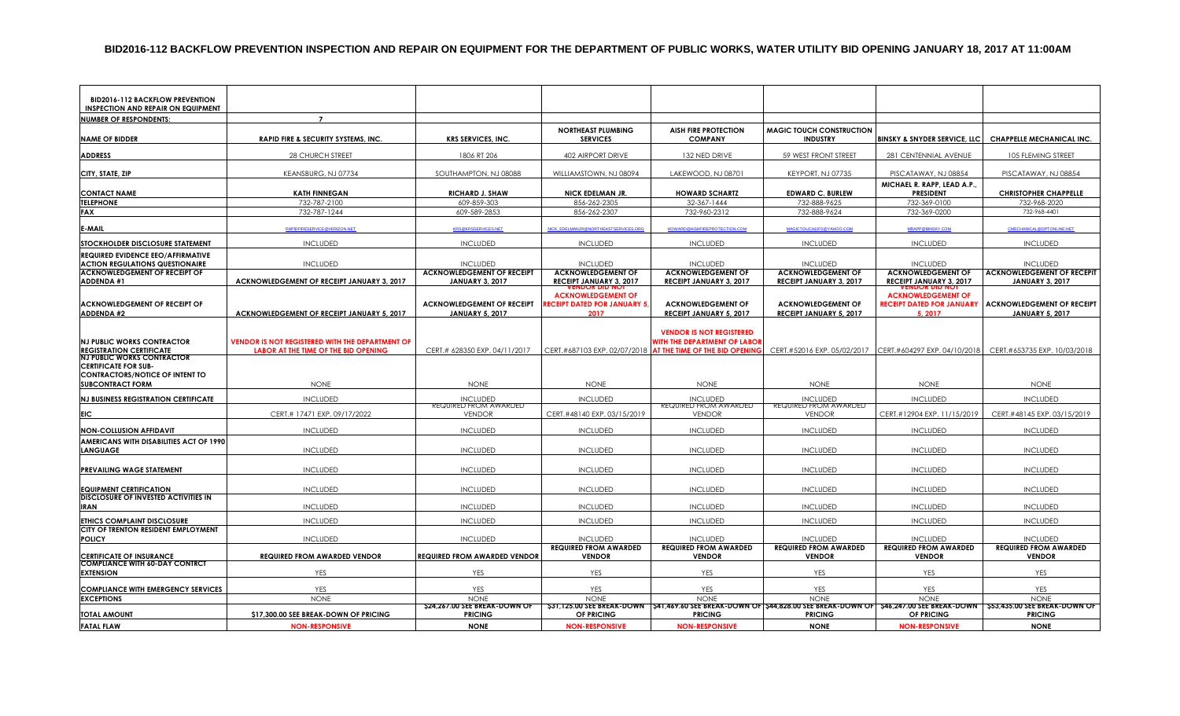## BID2016-112 BACKFLOW PREVENTION INSPECTION AND REPAIR ON EQUIPMENT FOR THE DEPARTMENT OF PUBLIC WORKS, WATER UTILITY BID OPENING JANUARY 18, 2017 AT 11:00AM

| BID2016-112 BACKFLOW PREVENTION INSPECTION AND REPAIR ON EQUIPMENT | | | | | | | |
|---|---|---|---|---|---|---|---|
| NUMBER OF RESPONDENTS: | 7 | | | | | | |
| NAME OF BIDDER | RAPID FIRE & SECURITY SYSTEMS, INC. | KRS SERVICES, INC. | NORTHEAST PLUMBING SERVICES | AISH FIRE PROTECTION COMPANY | MAGIC TOUCH CONSTRUCTION INDUSTRY | BINSKY & SNYDER SERVICE, LLC | CHAPPELLE MECHANICAL INC. |
| ADDRESS | 28 CHURCH STREET | 1806 RT 206 | 402 AIRPORT DRIVE | 132 NED DRIVE | 59 WEST FRONT STREET | 281 CENTENNIAL AVENUE | 105 FLEMING STREET |
| CITY, STATE, ZIP | KEANSBURG, NJ 07734 | SOUTHAMPTON, NJ 08088 | WILLIAMSTOWN, NJ 08094 | LAKEWOOD, NJ 08701 | KEYPORT, NJ 07735 | PISCATAWAY, NJ 08854 | PISCATAWAY, NJ 08854 |
| CONTACT NAME | KATH FINNEGAN | RICHARD J. SHAW | NICK EDELMAN JR. | HOWARD SCHARTZ | EDWARD C. BURLEW | MICHAEL R. RAPP, LEAD A.P., PRESIDENT | CHRISTOPHER CHAPPELLE |
| TELEPHONE | 732-787-2100 | 609-859-303 | 856-262-2305 | 32-367-1444 | 732-888-9625 | 732-369-0100 | 732-968-2020 |
| FAX | 732-787-1244 | 609-589-2853 | 856-262-2307 | 732-960-2312 | 732-888-9624 | 732-369-0200 | 732-968-4401 |
| E-MAIL | RAPIDFIRESERVICE@VERIZON.NET | KRS@KRSSERVICES.NET | NICK_EDELMANJR@NORTHEASTSERVICES.ORG | HOWARD@AISHFIREPROTECTION.COM | MAGICTOUCH1972@YAHOO.COM | MRAPP@BINSKY.COM | CMECHANICAL@OPTONLINE.NET |
| STOCKHOLDER DISCLOSURE STATEMENT | INCLUDED | INCLUDED | INCLUDED | INCLUDED | INCLUDED | INCLUDED | INCLUDED |
| REQUIRED EVIDENCE EEO/AFFIRMATIVE ACTION REGULATIONS QUESTIONAIRE | INCLUDED | INCLUDED | INCLUDED | INCLUDED | INCLUDED | INCLUDED | INCLUDED |
| ACKNOWLEDGEMENT OF RECEIPT OF ADDENDA #1 | ACKNOWLEDGEMENT OF RECEIPT JANUARY 3, 2017 | ACKNOWLEDGEMENT OF RECEIPT JANUARY 3, 2017 | ACKNOWLEDGEMENT OF RECEIPT JANUARY 3, 2017 | ACKNOWLEDGEMENT OF RECEIPT JANUARY 3, 2017 | ACKNOWLEDGEMENT OF RECEIPT JANUARY 3, 2017 | ACKNOWLEDGEMENT OF RECEIPT JANUARY 3, 2017 | ACKNOWLEDGEMENT OF RECEIPT JANUARY 3, 2017 |
| ACKNOWLEDGEMENT OF RECEIPT OF ADDENDA #2 | ACKNOWLEDGEMENT OF RECEIPT JANUARY 5, 2017 | ACKNOWLEDGEMENT OF RECEIPT JANUARY 5, 2017 | VENDOR DID NOT ACKNOWLEDGEMENT OF RECEIPT DATED FOR JANUARY 5, 2017 | ACKNOWLEDGEMENT OF RECEIPT JANUARY 5, 2017 | ACKNOWLEDGEMENT OF RECEIPT JANUARY 5, 2017 | VENDOR DID NOT ACKNOWLEDGEMENT OF RECEIPT DATED FOR JANUARY 5, 2017 | ACKNOWLEDGEMENT OF RECEIPT JANUARY 5, 2017 |
| NJ PUBLIC WORKS CONTRACTOR REGISTRATION CERTIFICATE | VENDOR IS NOT REGISTERED WITH THE DEPARTMENT OF LABOR AT THE TIME OF THE BID OPENING | CERT.# 628350 EXP. 04/11/2017 | CERT.#687103 EXP. 02/07/2018 | VENDOR IS NOT REGISTERED WITH THE DEPARTMENT OF LABOR AT THE TIME OF THE BID OPENING | CERT.#52016 EXP. 05/02/2017 | CERT.#604297 EXP. 04/10/2018 | CERT.#653735 EXP. 10/03/2018 |
| NJ PUBLIC WORKS CONTRACTOR CERTIFICATE FOR SUB-CONTRACTORS/NOTICE OF INTENT TO SUBCONTRACT FORM | NONE | NONE | NONE | NONE | NONE | NONE | NONE |
| NJ BUSINESS REGISTRATION CERTIFICATE | INCLUDED | INCLUDED | INCLUDED | INCLUDED | INCLUDED | INCLUDED | INCLUDED |
| EIC | CERT.# 17471 EXP. 09/17/2022 | REQUIRED FROM AWARDED VENDOR | CERT.#48140 EXP. 03/15/2019 | REQUIRED FROM AWARDED VENDOR | REQUIRED FROM AWARDED VENDOR | CERT.#12904 EXP. 11/15/2019 | CERT.#48145 EXP. 03/15/2019 |
| NON-COLLUSION AFFIDAVIT | INCLUDED | INCLUDED | INCLUDED | INCLUDED | INCLUDED | INCLUDED | INCLUDED |
| AMERICANS WITH DISABILITIES ACT OF 1990 LANGUAGE | INCLUDED | INCLUDED | INCLUDED | INCLUDED | INCLUDED | INCLUDED | INCLUDED |
| PREVAILING WAGE STATEMENT | INCLUDED | INCLUDED | INCLUDED | INCLUDED | INCLUDED | INCLUDED | INCLUDED |
| EQUIPMENT CERTIFICATION | INCLUDED | INCLUDED | INCLUDED | INCLUDED | INCLUDED | INCLUDED | INCLUDED |
| DISCLOSURE OF INVESTED ACTIVITIES IN IRAN | INCLUDED | INCLUDED | INCLUDED | INCLUDED | INCLUDED | INCLUDED | INCLUDED |
| ETHICS COMPLAINT DISCLOSURE | INCLUDED | INCLUDED | INCLUDED | INCLUDED | INCLUDED | INCLUDED | INCLUDED |
| CITY OF TRENTON RESIDENT EMPLOYMENT POLICY | INCLUDED | INCLUDED | INCLUDED | INCLUDED | INCLUDED | INCLUDED | INCLUDED |
| CERTIFICATE OF INSURANCE | REQUIRED FROM AWARDED VENDOR | REQUIRED FROM AWARDED VENDOR | REQUIRED FROM AWARDED VENDOR | REQUIRED FROM AWARDED VENDOR | REQUIRED FROM AWARDED VENDOR | REQUIRED FROM AWARDED VENDOR | REQUIRED FROM AWARDED VENDOR |
| COMPLIANCE WITH 60-DAY CONTRCT EXTENSION | YES | YES | YES | YES | YES | YES | YES |
| COMPLIANCE WITH EMERGENCY SERVICES | YES | YES | YES | YES | YES | YES | YES |
| EXCEPTIONS | NONE | NONE | NONE | NONE | NONE | NONE | NONE |
| TOTAL AMOUNT | $17,300.00 SEE BREAK-DOWN OF PRICING | $24,267.00 SEE BREAK-DOWN OF PRICING | $31,125.00 SEE BREAK-DOWN OF PRICING | $41,469.60 SEE BREAK-DOWN OF PRICING | $44,828.00 SEE BREAK-DOWN OF PRICING | $46,247.00 SEE BREAK-DOWN OF PRICING | $53,435.00 SEE BREAK-DOWN OF PRICING |
| FATAL FLAW | NON-RESPONSIVE | NONE | NON-RESPONSIVE | NON-RESPONSIVE | NONE | NON-RESPONSIVE | NONE |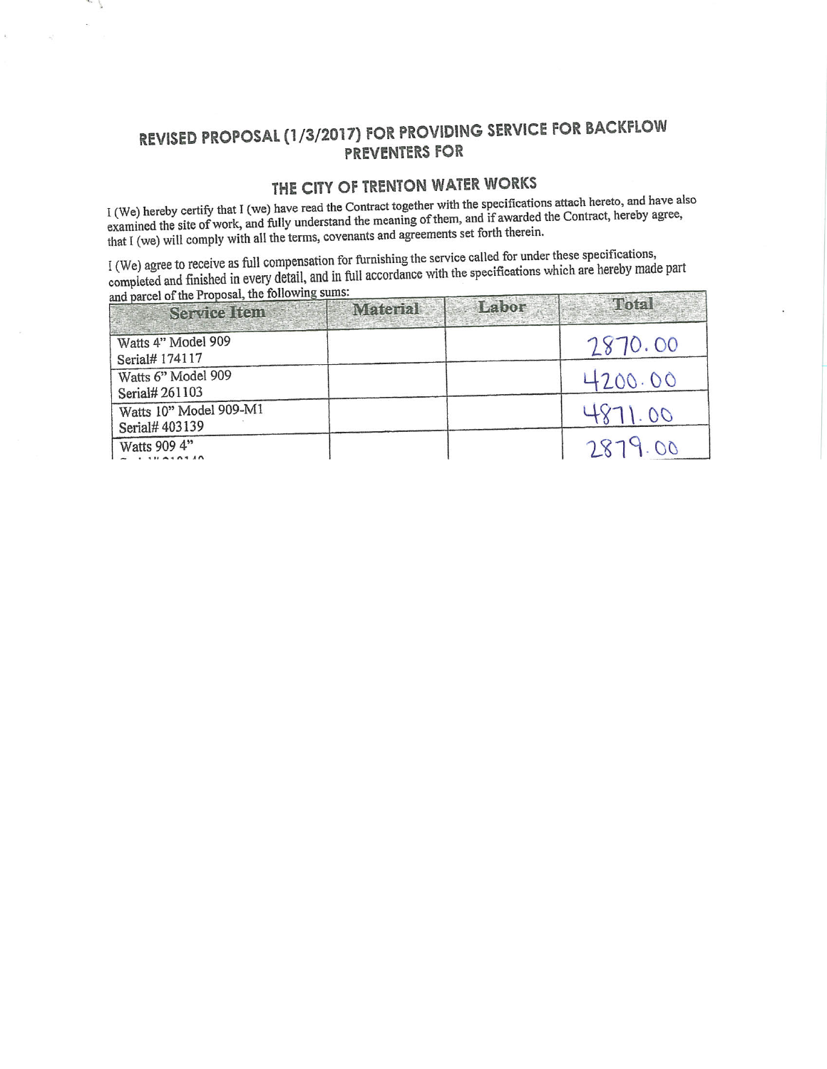## REVISED PROPOSAL (1/3/2017) FOR PROVIDING SERVICE FOR BACKFLOW PREVENTERS FOR

## THE CITY OF TRENTON WATER WORKS

I (We) hereby certify that I (we) have read the Contract together with the specifications attach hereto, and have also examined the site of work, and fully understand the meaning of them, and if awarded the Contract, hereby agree, that I (we) will comply with all the terms, covenants and agreements set forth therein.

I (We) agree to receive as full compensation for furnishing the service called for under these specifications, completed and finished in every detail, and in full accordance with the specifications which are hereby made part and parcel of the Proposal, the following sums:

| Service Item | Material | Labor | Total |
|---|---|---|---|
| Watts 4" Model 909<br>Serial# 174117 | | | 2870.00 |
| Watts 6" Model 909<br>Serial# 261103 | | | 4200.00 |
| Watts 10" Model 909-M1<br>Serial# 403139 | | | 4871.00 |
| Watts 909 4" | | | 2879.00 |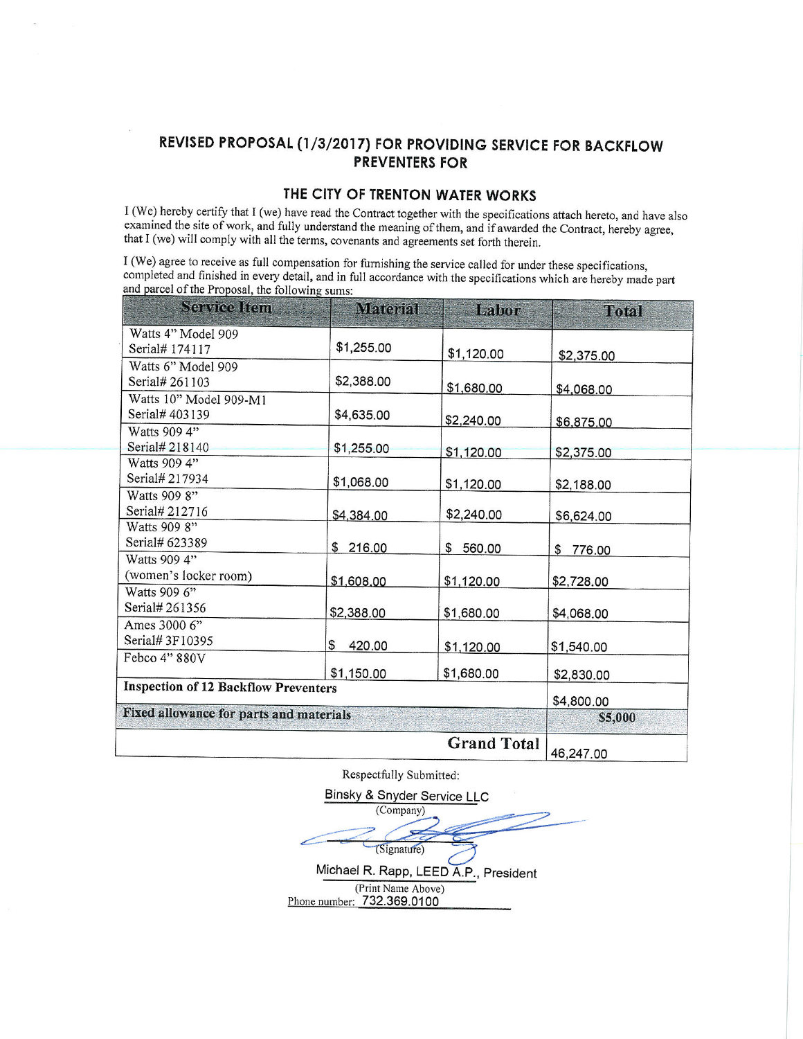## REVISED PROPOSAL (1/3/2017) FOR PROVIDING SERVICE FOR BACKFLOW PREVENTERS FOR

### THE CITY OF TRENTON WATER WORKS

I (We) hereby certify that I (we) have read the Contract together with the specifications attach hereto, and have also examined the site of work, and fully understand the meaning of them, and if awarded the Contract, hereby agree, that I (we) will comply with all the terms, covenants and agreements set forth therein.

I (We) agree to receive as full compensation for furnishing the service called for under these specifications, completed and finished in every detail, and in full accordance with the specifications which are hereby made part and parcel of the Proposal, the following sums:

| Service Item | Material | Labor | Total |
|---|---|---|---|
| Watts 4" Model 909 Serial# 174117 | $1,255.00 | $1,120.00 | $2,375.00 |
| Watts 6" Model 909 Serial# 261103 | $2,388.00 | $1,680.00 | $4,068.00 |
| Watts 10" Model 909-M1 Serial# 403139 | $4,635.00 | $2,240.00 | $6,875.00 |
| Watts 909 4" Serial# 218140 | $1,255.00 | $1,120.00 | $2,375.00 |
| Watts 909 4" Serial# 217934 | $1,068.00 | $1,120.00 | $2,188.00 |
| Watts 909 8" Serial# 212716 | $4,384.00 | $2,240.00 | $6,624.00 |
| Watts 909 8" Serial# 623389 | $ 216.00 | $ 560.00 | $ 776.00 |
| Watts 909 4" (women's locker room) | $1,608.00 | $1,120.00 | $2,728.00 |
| Watts 909 6" Serial# 261356 | $2,388.00 | $1,680.00 | $4,068.00 |
| Ames 3000 6" Serial# 3F10395 | $ 420.00 | $1,120.00 | $1,540.00 |
| Febco 4" 880V | $1,150.00 | $1,680.00 | $2,830.00 |
| **Inspection of 12 Backflow Preventers** | | | $4,800.00 |
| **Fixed allowance for parts and materials** | | | **$5,000** |
| | | **Grand Total** | 46,247.00 |

Respectfully Submitted:

Binsky & Snyder Service LLC
(Company)

(Signature)

Michael R. Rapp, LEED A.P., President
(Print Name Above)

Phone number: 732.369.0100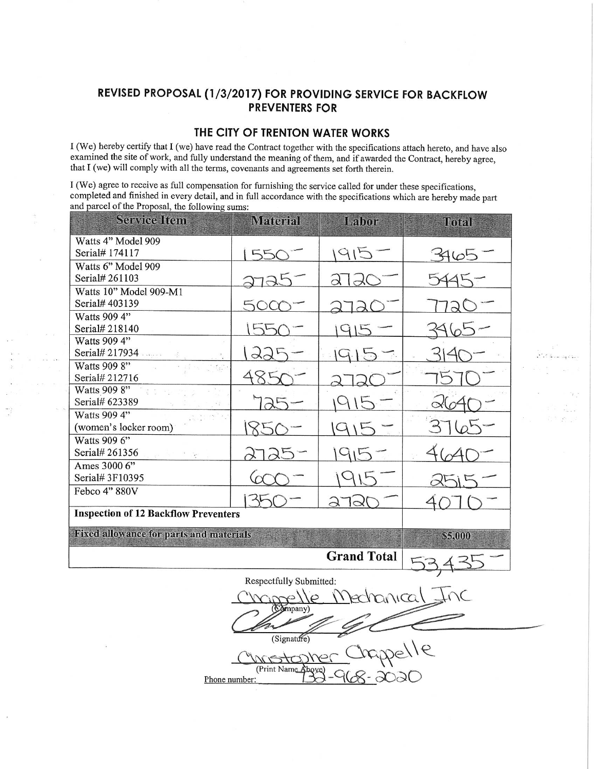## REVISED PROPOSAL (1/3/2017) FOR PROVIDING SERVICE FOR BACKFLOW PREVENTERS FOR

## THE CITY OF TRENTON WATER WORKS

I (We) hereby certify that I (we) have read the Contract together with the specifications attach hereto, and have also examined the site of work, and fully understand the meaning of them, and if awarded the Contract, hereby agree, that I (we) will comply with all the terms, covenants and agreements set forth therein.

I (We) agree to receive as full compensation for furnishing the service called for under these specifications, completed and finished in every detail, and in full accordance with the specifications which are hereby made part and parcel of the Proposal, the following sums:

| Service Item | Material | Labor | Total |
|---|---|---|---|
| Watts 4" Model 909 Serial# 174117 | 1550- | 1915- | 3465- |
| Watts 6" Model 909 Serial# 261103 | 2725- | 2720- | 5445- |
| Watts 10" Model 909-M1 Serial# 403139 | 5000- | 2720- | 7720- |
| Watts 909 4" Serial# 218140 | 1550- | 1915- | 3465- |
| Watts 909 4" Serial# 217934 | 1225- | 1915- | 3140- |
| Watts 909 8" Serial# 212716 | 4850- | 2720- | 7570- |
| Watts 909 8" Serial# 623389 | 725- | 1915- | 2640- |
| Watts 909 4" (women's locker room) | 1850- | 1915- | 3765- |
| Watts 909 6" Serial# 261356 | 2725- | 1915- | 4640- |
| Ames 3000 6" Serial# 3F10395 | 600- | 1915- | 2515- |
| Febco 4" 880V | 1350- | 2720- | 4070- |
| **Inspection of 12 Backflow Preventers** | | | |
| **Fixed allowance for parts and materials** | | | **$5,000** |
| | | **Grand Total** | 53,435- |

Respectfully Submitted:

Chappelle Mechanical Inc
(Company)

[Signature]
(Signature)

Christopher Chappelle
(Print Name Above)

Phone number: 732-968-2020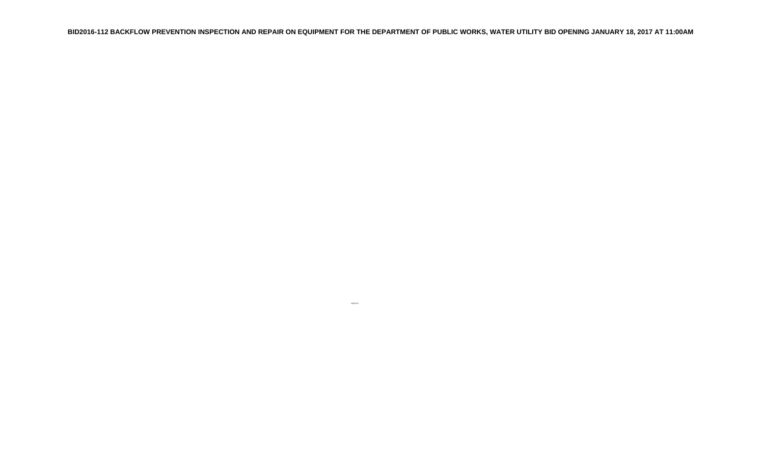**BID2016-112 BACKFLOW PREVENTION INSPECTION AND REPAIR ON EQUIPMENT FOR THE DEPARTMENT OF PUBLIC WORKS, WATER UTILITY BID OPENING JANUARY 18, 2017 AT 11:00AM**